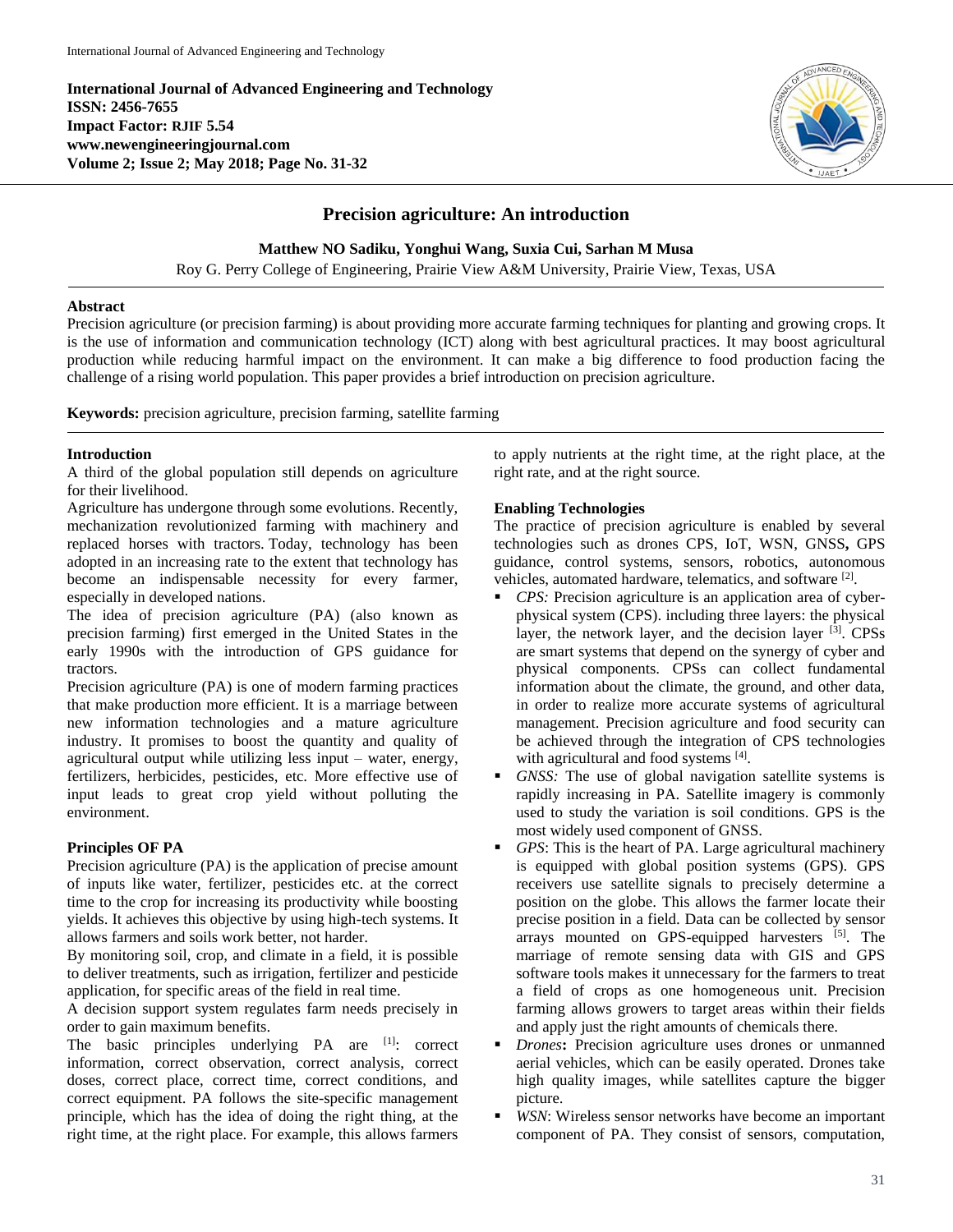**International Journal of Advanced Engineering and Technology**
**ISSN: 2456-7655**
**Impact Factor: RJIF 5.54**
**www.newengineeringjournal.com**
**Volume 2; Issue 2; May 2018; Page No. 31-32**

# Precision agriculture: An introduction

**Matthew NO Sadiku, Yonghui Wang, Suxia Cui, Sarhan M Musa**

Roy G. Perry College of Engineering, Prairie View A&M University, Prairie View, Texas, USA

## Abstract

Precision agriculture (or precision farming) is about providing more accurate farming techniques for planting and growing crops. It is the use of information and communication technology (ICT) along with best agricultural practices. It may boost agricultural production while reducing harmful impact on the environment. It can make a big difference to food production facing the challenge of a rising world population. This paper provides a brief introduction on precision agriculture.

**Keywords:** precision agriculture, precision farming, satellite farming

## Introduction

A third of the global population still depends on agriculture for their livelihood.

Agriculture has undergone through some evolutions. Recently, mechanization revolutionized farming with machinery and replaced horses with tractors. Today, technology has been adopted in an increasing rate to the extent that technology has become an indispensable necessity for every farmer, especially in developed nations.

The idea of precision agriculture (PA) (also known as precision farming) first emerged in the United States in the early 1990s with the introduction of GPS guidance for tractors.

Precision agriculture (PA) is one of modern farming practices that make production more efficient. It is a marriage between new information technologies and a mature agriculture industry. It promises to boost the quantity and quality of agricultural output while utilizing less input – water, energy, fertilizers, herbicides, pesticides, etc. More effective use of input leads to great crop yield without polluting the environment.

## Principles OF PA

Precision agriculture (PA) is the application of precise amount of inputs like water, fertilizer, pesticides etc. at the correct time to the crop for increasing its productivity while boosting yields. It achieves this objective by using high-tech systems. It allows farmers and soils work better, not harder.

By monitoring soil, crop, and climate in a field, it is possible to deliver treatments, such as irrigation, fertilizer and pesticide application, for specific areas of the field in real time.

A decision support system regulates farm needs precisely in order to gain maximum benefits.

The basic principles underlying PA are [1]: correct information, correct observation, correct analysis, correct doses, correct place, correct time, correct conditions, and correct equipment. PA follows the site-specific management principle, which has the idea of doing the right thing, at the right time, at the right place. For example, this allows farmers to apply nutrients at the right time, at the right place, at the right rate, and at the right source.

## Enabling Technologies

The practice of precision agriculture is enabled by several technologies such as drones CPS, IoT, WSN, GNSS, GPS guidance, control systems, sensors, robotics, autonomous vehicles, automated hardware, telematics, and software [2].

- *CPS:* Precision agriculture is an application area of cyber-physical system (CPS). including three layers: the physical layer, the network layer, and the decision layer [3]. CPSs are smart systems that depend on the synergy of cyber and physical components. CPSs can collect fundamental information about the climate, the ground, and other data, in order to realize more accurate systems of agricultural management. Precision agriculture and food security can be achieved through the integration of CPS technologies with agricultural and food systems [4].
- *GNSS:* The use of global navigation satellite systems is rapidly increasing in PA. Satellite imagery is commonly used to study the variation is soil conditions. GPS is the most widely used component of GNSS.
- *GPS*: This is the heart of PA. Large agricultural machinery is equipped with global position systems (GPS). GPS receivers use satellite signals to precisely determine a position on the globe. This allows the farmer locate their precise position in a field. Data can be collected by sensor arrays mounted on GPS-equipped harvesters [5]. The marriage of remote sensing data with GIS and GPS software tools makes it unnecessary for the farmers to treat a field of crops as one homogeneous unit. Precision farming allows growers to target areas within their fields and apply just the right amounts of chemicals there.
- *Drones***:** Precision agriculture uses drones or unmanned aerial vehicles, which can be easily operated. Drones take high quality images, while satellites capture the bigger picture.
- *WSN*: Wireless sensor networks have become an important component of PA. They consist of sensors, computation,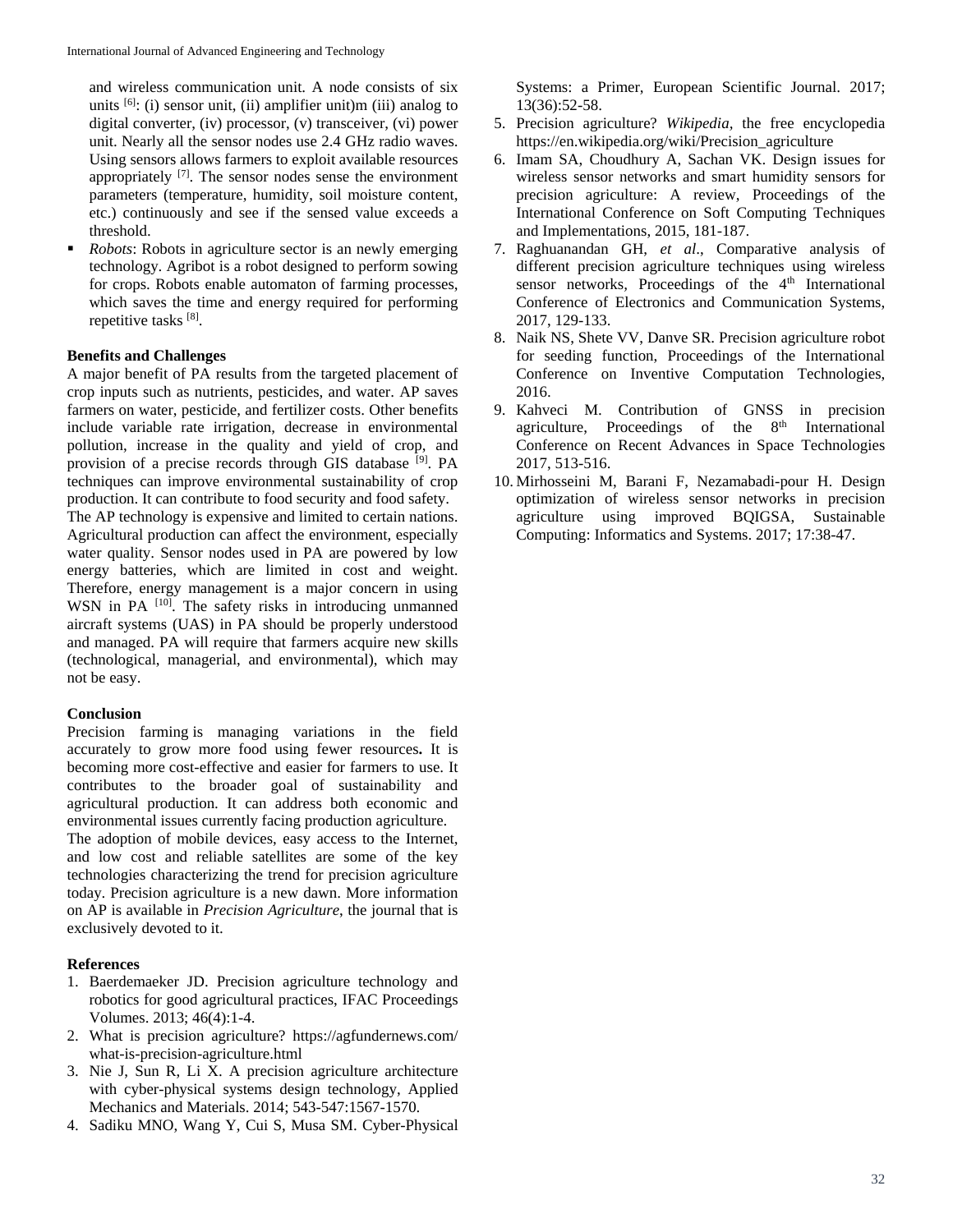and wireless communication unit. A node consists of six units [6]: (i) sensor unit, (ii) amplifier unit)m (iii) analog to digital converter, (iv) processor, (v) transceiver, (vi) power unit. Nearly all the sensor nodes use 2.4 GHz radio waves. Using sensors allows farmers to exploit available resources appropriately [7]. The sensor nodes sense the environment parameters (temperature, humidity, soil moisture content, etc.) continuously and see if the sensed value exceeds a threshold.

- *Robots*: Robots in agriculture sector is an newly emerging technology. Agribot is a robot designed to perform sowing for crops. Robots enable automaton of farming processes, which saves the time and energy required for performing repetitive tasks [8].

**Benefits and Challenges**

A major benefit of PA results from the targeted placement of crop inputs such as nutrients, pesticides, and water. AP saves farmers on water, pesticide, and fertilizer costs. Other benefits include variable rate irrigation, decrease in environmental pollution, increase in the quality and yield of crop, and provision of a precise records through GIS database [9]. PA techniques can improve environmental sustainability of crop production. It can contribute to food security and food safety.

The AP technology is expensive and limited to certain nations. Agricultural production can affect the environment, especially water quality. Sensor nodes used in PA are powered by low energy batteries, which are limited in cost and weight. Therefore, energy management is a major concern in using WSN in PA [10]. The safety risks in introducing unmanned aircraft systems (UAS) in PA should be properly understood and managed. PA will require that farmers acquire new skills (technological, managerial, and environmental), which may not be easy.

**Conclusion**

Precision farming is managing variations in the field accurately to grow more food using fewer resources**.** It is becoming more cost-effective and easier for farmers to use. It contributes to the broader goal of sustainability and agricultural production. It can address both economic and environmental issues currently facing production agriculture.

The adoption of mobile devices, easy access to the Internet, and low cost and reliable satellites are some of the key technologies characterizing the trend for precision agriculture today. Precision agriculture is a new dawn. More information on AP is available in *Precision Agriculture*, the journal that is exclusively devoted to it.

**References**

1. Baerdemaeker JD. Precision agriculture technology and robotics for good agricultural practices, IFAC Proceedings Volumes. 2013; 46(4):1-4.
2. What is precision agriculture? https://agfundernews.com/what-is-precision-agriculture.html
3. Nie J, Sun R, Li X. A precision agriculture architecture with cyber-physical systems design technology, Applied Mechanics and Materials. 2014; 543-547:1567-1570.
4. Sadiku MNO, Wang Y, Cui S, Musa SM. Cyber-Physical Systems: a Primer, European Scientific Journal. 2017; 13(36):52-58.
5. Precision agriculture? *Wikipedia*, the free encyclopedia https://en.wikipedia.org/wiki/Precision_agriculture
6. Imam SA, Choudhury A, Sachan VK. Design issues for wireless sensor networks and smart humidity sensors for precision agriculture: A review, Proceedings of the International Conference on Soft Computing Techniques and Implementations, 2015, 181-187.
7. Raghuanandan GH, *et al*., Comparative analysis of different precision agriculture techniques using wireless sensor networks, Proceedings of the 4th International Conference of Electronics and Communication Systems, 2017, 129-133.
8. Naik NS, Shete VV, Danve SR. Precision agriculture robot for seeding function, Proceedings of the International Conference on Inventive Computation Technologies, 2016.
9. Kahveci M. Contribution of GNSS in precision agriculture, Proceedings of the 8th International Conference on Recent Advances in Space Technologies 2017, 513-516.
10. Mirhosseini M, Barani F, Nezamabadi-pour H. Design optimization of wireless sensor networks in precision agriculture using improved BQIGSA, Sustainable Computing: Informatics and Systems. 2017; 17:38-47.